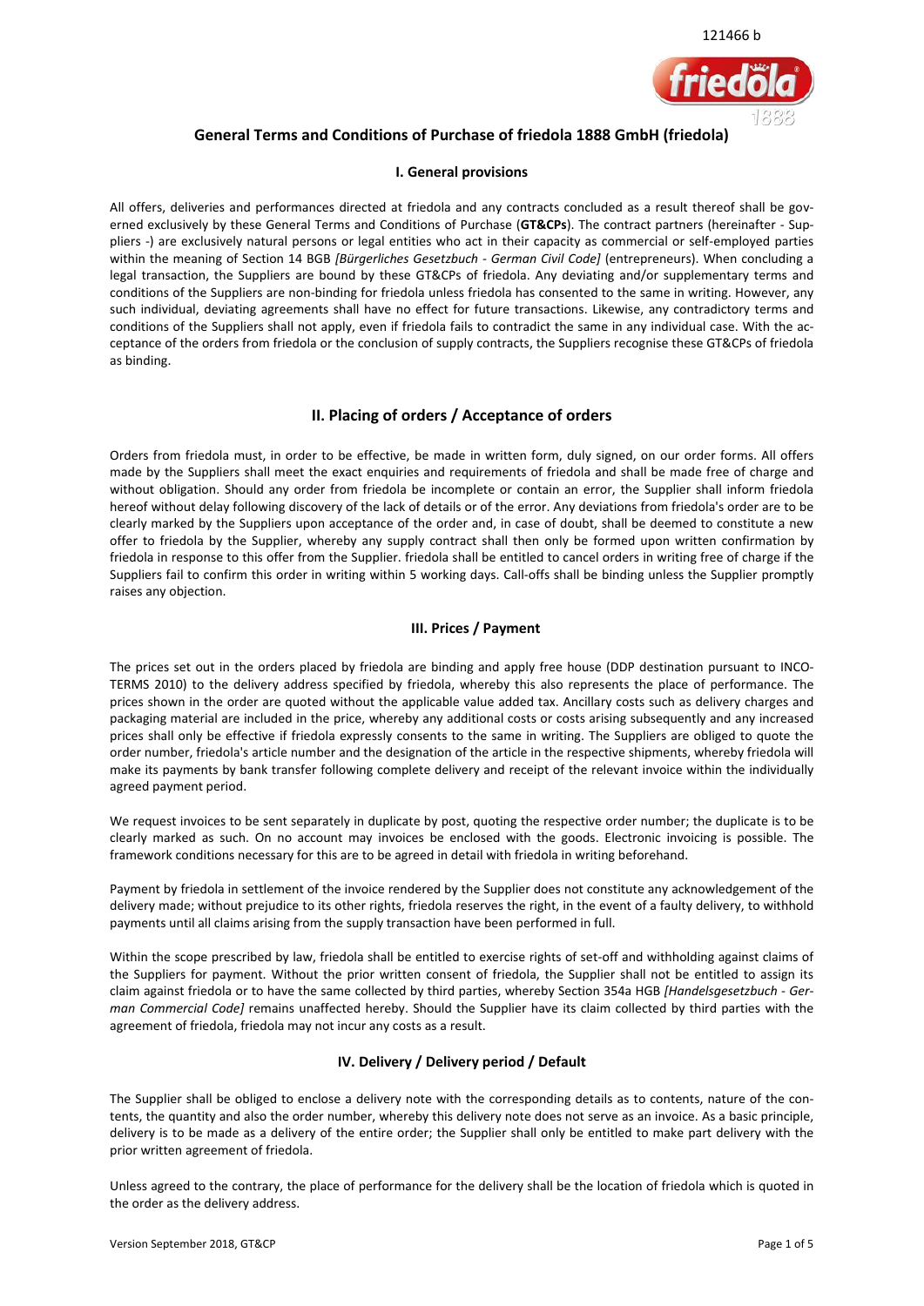121466 b

# General Terms and Conditions of Purchase of friedola 1888 GmbH (friedola)

## I. General provisions

All offers, deliveries and performances directed at friedola and any contracts concluded as a result thereof shall be governed exclusively by these General Terms and Conditions of Purchase (**GT&CPs**). The contract partners (hereinafter - Suppliers -) are exclusively natural persons or legal entities who act in their capacity as commercial or self-employed parties within the meaning of Section 14 BGB *[Bürgerliches Gesetzbuch - German Civil Code]* (entrepreneurs). When concluding a legal transaction, the Suppliers are bound by these GT&CPs of friedola. Any deviating and/or supplementary terms and conditions of the Suppliers are non-binding for friedola unless friedola has consented to the same in writing. However, any such individual, deviating agreements shall have no effect for future transactions. Likewise, any contradictory terms and conditions of the Suppliers shall not apply, even if friedola fails to contradict the same in any individual case. With the acceptance of the orders from friedola or the conclusion of supply contracts, the Suppliers recognise these GT&CPs of friedola as binding.

## II. Placing of orders / Acceptance of orders

Orders from friedola must, in order to be effective, be made in written form, duly signed, on our order forms. All offers made by the Suppliers shall meet the exact enquiries and requirements of friedola and shall be made free of charge and without obligation. Should any order from friedola be incomplete or contain an error, the Supplier shall inform friedola hereof without delay following discovery of the lack of details or of the error. Any deviations from friedola's order are to be clearly marked by the Suppliers upon acceptance of the order and, in case of doubt, shall be deemed to constitute a new offer to friedola by the Supplier, whereby any supply contract shall then only be formed upon written confirmation by friedola in response to this offer from the Supplier. friedola shall be entitled to cancel orders in writing free of charge if the Suppliers fail to confirm this order in writing within 5 working days. Call-offs shall be binding unless the Supplier promptly raises any objection.

## III. Prices / Payment

The prices set out in the orders placed by friedola are binding and apply free house (DDP destination pursuant to INCOTERMS 2010) to the delivery address specified by friedola, whereby this also represents the place of performance. The prices shown in the order are quoted without the applicable value added tax. Ancillary costs such as delivery charges and packaging material are included in the price, whereby any additional costs or costs arising subsequently and any increased prices shall only be effective if friedola expressly consents to the same in writing. The Suppliers are obliged to quote the order number, friedola's article number and the designation of the article in the respective shipments, whereby friedola will make its payments by bank transfer following complete delivery and receipt of the relevant invoice within the individually agreed payment period.

We request invoices to be sent separately in duplicate by post, quoting the respective order number; the duplicate is to be clearly marked as such. On no account may invoices be enclosed with the goods. Electronic invoicing is possible. The framework conditions necessary for this are to be agreed in detail with friedola in writing beforehand.

Payment by friedola in settlement of the invoice rendered by the Supplier does not constitute any acknowledgement of the delivery made; without prejudice to its other rights, friedola reserves the right, in the event of a faulty delivery, to withhold payments until all claims arising from the supply transaction have been performed in full.

Within the scope prescribed by law, friedola shall be entitled to exercise rights of set-off and withholding against claims of the Suppliers for payment. Without the prior written consent of friedola, the Supplier shall not be entitled to assign its claim against friedola or to have the same collected by third parties, whereby Section 354a HGB *[Handelsgesetzbuch - German Commercial Code]* remains unaffected hereby. Should the Supplier have its claim collected by third parties with the agreement of friedola, friedola may not incur any costs as a result.

## IV. Delivery / Delivery period / Default

The Supplier shall be obliged to enclose a delivery note with the corresponding details as to contents, nature of the contents, the quantity and also the order number, whereby this delivery note does not serve as an invoice. As a basic principle, delivery is to be made as a delivery of the entire order; the Supplier shall only be entitled to make part delivery with the prior written agreement of friedola.

Unless agreed to the contrary, the place of performance for the delivery shall be the location of friedola which is quoted in the order as the delivery address.

Version September 2018, GT&CP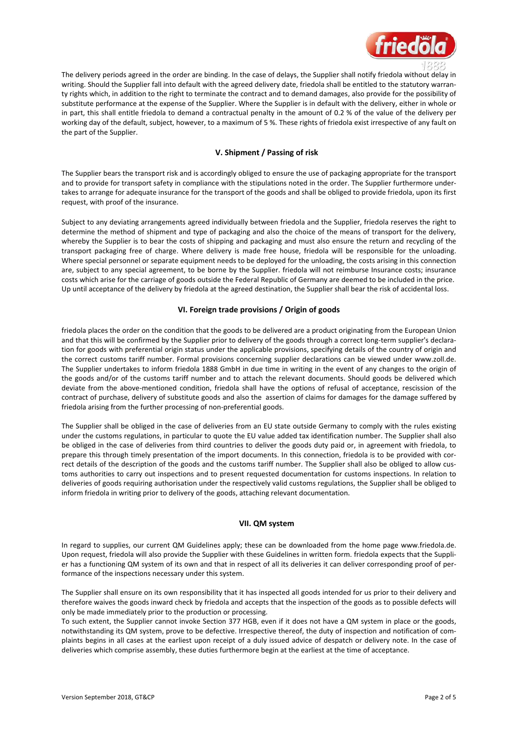The delivery periods agreed in the order are binding. In the case of delays, the Supplier shall notify friedola without delay in writing. Should the Supplier fall into default with the agreed delivery date, friedola shall be entitled to the statutory warranty rights which, in addition to the right to terminate the contract and to demand damages, also provide for the possibility of substitute performance at the expense of the Supplier. Where the Supplier is in default with the delivery, either in whole or in part, this shall entitle friedola to demand a contractual penalty in the amount of 0.2 % of the value of the delivery per working day of the default, subject, however, to a maximum of 5 %. These rights of friedola exist irrespective of any fault on the part of the Supplier.

## V. Shipment / Passing of risk

The Supplier bears the transport risk and is accordingly obliged to ensure the use of packaging appropriate for the transport and to provide for transport safety in compliance with the stipulations noted in the order. The Supplier furthermore undertakes to arrange for adequate insurance for the transport of the goods and shall be obliged to provide friedola, upon its first request, with proof of the insurance.

Subject to any deviating arrangements agreed individually between friedola and the Supplier, friedola reserves the right to determine the method of shipment and type of packaging and also the choice of the means of transport for the delivery, whereby the Supplier is to bear the costs of shipping and packaging and must also ensure the return and recycling of the transport packaging free of charge. Where delivery is made free house, friedola will be responsible for the unloading. Where special personnel or separate equipment needs to be deployed for the unloading, the costs arising in this connection are, subject to any special agreement, to be borne by the Supplier. friedola will not reimburse Insurance costs; insurance costs which arise for the carriage of goods outside the Federal Republic of Germany are deemed to be included in the price. Up until acceptance of the delivery by friedola at the agreed destination, the Supplier shall bear the risk of accidental loss.

## VI. Foreign trade provisions / Origin of goods

friedola places the order on the condition that the goods to be delivered are a product originating from the European Union and that this will be confirmed by the Supplier prior to delivery of the goods through a correct long-term supplier's declaration for goods with preferential origin status under the applicable provisions, specifying details of the country of origin and the correct customs tariff number. Formal provisions concerning supplier declarations can be viewed under www.zoll.de. The Supplier undertakes to inform friedola 1888 GmbH in due time in writing in the event of any changes to the origin of the goods and/or of the customs tariff number and to attach the relevant documents. Should goods be delivered which deviate from the above-mentioned condition, friedola shall have the options of refusal of acceptance, rescission of the contract of purchase, delivery of substitute goods and also the assertion of claims for damages for the damage suffered by friedola arising from the further processing of non-preferential goods.

The Supplier shall be obliged in the case of deliveries from an EU state outside Germany to comply with the rules existing under the customs regulations, in particular to quote the EU value added tax identification number. The Supplier shall also be obliged in the case of deliveries from third countries to deliver the goods duty paid or, in agreement with friedola, to prepare this through timely presentation of the import documents. In this connection, friedola is to be provided with correct details of the description of the goods and the customs tariff number. The Supplier shall also be obliged to allow customs authorities to carry out inspections and to present requested documentation for customs inspections. In relation to deliveries of goods requiring authorisation under the respectively valid customs regulations, the Supplier shall be obliged to inform friedola in writing prior to delivery of the goods, attaching relevant documentation.

## VII. QM system

In regard to supplies, our current QM Guidelines apply; these can be downloaded from the home page www.friedola.de. Upon request, friedola will also provide the Supplier with these Guidelines in written form. friedola expects that the Supplier has a functioning QM system of its own and that in respect of all its deliveries it can deliver corresponding proof of performance of the inspections necessary under this system.

The Supplier shall ensure on its own responsibility that it has inspected all goods intended for us prior to their delivery and therefore waives the goods inward check by friedola and accepts that the inspection of the goods as to possible defects will only be made immediately prior to the production or processing.

To such extent, the Supplier cannot invoke Section 377 HGB, even if it does not have a QM system in place or the goods, notwithstanding its QM system, prove to be defective. Irrespective thereof, the duty of inspection and notification of complaints begins in all cases at the earliest upon receipt of a duly issued advice of despatch or delivery note. In the case of deliveries which comprise assembly, these duties furthermore begin at the earliest at the time of acceptance.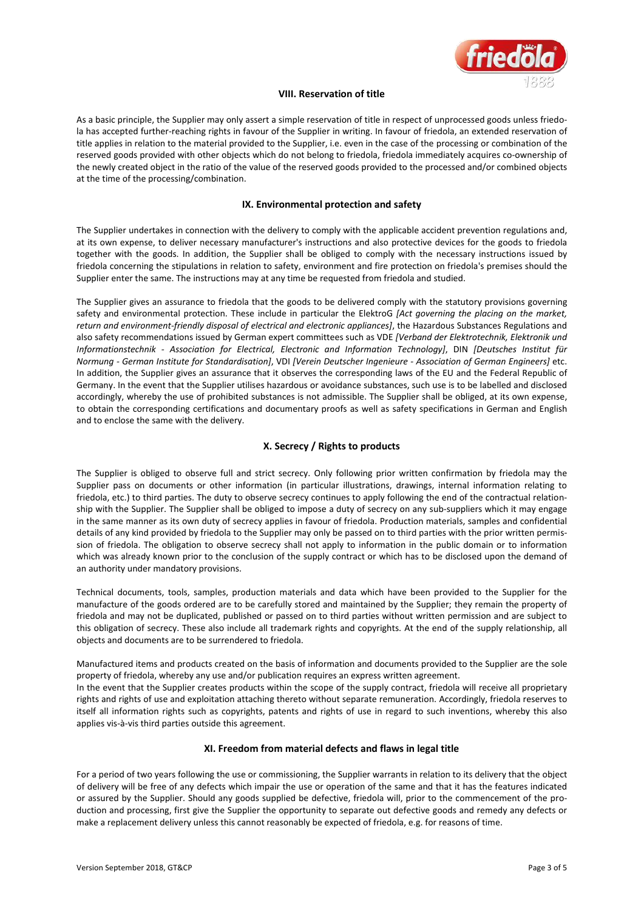## VIII. Reservation of title

As a basic principle, the Supplier may only assert a simple reservation of title in respect of unprocessed goods unless friedola has accepted further-reaching rights in favour of the Supplier in writing. In favour of friedola, an extended reservation of title applies in relation to the material provided to the Supplier, i.e. even in the case of the processing or combination of the reserved goods provided with other objects which do not belong to friedola, friedola immediately acquires co-ownership of the newly created object in the ratio of the value of the reserved goods provided to the processed and/or combined objects at the time of the processing/combination.

## IX. Environmental protection and safety

The Supplier undertakes in connection with the delivery to comply with the applicable accident prevention regulations and, at its own expense, to deliver necessary manufacturer's instructions and also protective devices for the goods to friedola together with the goods. In addition, the Supplier shall be obliged to comply with the necessary instructions issued by friedola concerning the stipulations in relation to safety, environment and fire protection on friedola's premises should the Supplier enter the same. The instructions may at any time be requested from friedola and studied.

The Supplier gives an assurance to friedola that the goods to be delivered comply with the statutory provisions governing safety and environmental protection. These include in particular the ElektroG *[Act governing the placing on the market, return and environment-friendly disposal of electrical and electronic appliances]*, the Hazardous Substances Regulations and also safety recommendations issued by German expert committees such as VDE *[Verband der Elektrotechnik, Elektronik und Informationstechnik - Association for Electrical, Electronic and Information Technology]*, DIN *[Deutsches Institut für Normung - German Institute for Standardisation]*, VDI *[Verein Deutscher Ingenieure - Association of German Engineers]* etc. In addition, the Supplier gives an assurance that it observes the corresponding laws of the EU and the Federal Republic of Germany. In the event that the Supplier utilises hazardous or avoidance substances, such use is to be labelled and disclosed accordingly, whereby the use of prohibited substances is not admissible. The Supplier shall be obliged, at its own expense, to obtain the corresponding certifications and documentary proofs as well as safety specifications in German and English and to enclose the same with the delivery.

## X. Secrecy / Rights to products

The Supplier is obliged to observe full and strict secrecy. Only following prior written confirmation by friedola may the Supplier pass on documents or other information (in particular illustrations, drawings, internal information relating to friedola, etc.) to third parties. The duty to observe secrecy continues to apply following the end of the contractual relationship with the Supplier. The Supplier shall be obliged to impose a duty of secrecy on any sub-suppliers which it may engage in the same manner as its own duty of secrecy applies in favour of friedola. Production materials, samples and confidential details of any kind provided by friedola to the Supplier may only be passed on to third parties with the prior written permission of friedola. The obligation to observe secrecy shall not apply to information in the public domain or to information which was already known prior to the conclusion of the supply contract or which has to be disclosed upon the demand of an authority under mandatory provisions.

Technical documents, tools, samples, production materials and data which have been provided to the Supplier for the manufacture of the goods ordered are to be carefully stored and maintained by the Supplier; they remain the property of friedola and may not be duplicated, published or passed on to third parties without written permission and are subject to this obligation of secrecy. These also include all trademark rights and copyrights. At the end of the supply relationship, all objects and documents are to be surrendered to friedola.

Manufactured items and products created on the basis of information and documents provided to the Supplier are the sole property of friedola, whereby any use and/or publication requires an express written agreement.
In the event that the Supplier creates products within the scope of the supply contract, friedola will receive all proprietary rights and rights of use and exploitation attaching thereto without separate remuneration. Accordingly, friedola reserves to itself all information rights such as copyrights, patents and rights of use in regard to such inventions, whereby this also applies vis-à-vis third parties outside this agreement.

## XI. Freedom from material defects and flaws in legal title

For a period of two years following the use or commissioning, the Supplier warrants in relation to its delivery that the object of delivery will be free of any defects which impair the use or operation of the same and that it has the features indicated or assured by the Supplier. Should any goods supplied be defective, friedola will, prior to the commencement of the production and processing, first give the Supplier the opportunity to separate out defective goods and remedy any defects or make a replacement delivery unless this cannot reasonably be expected of friedola, e.g. for reasons of time.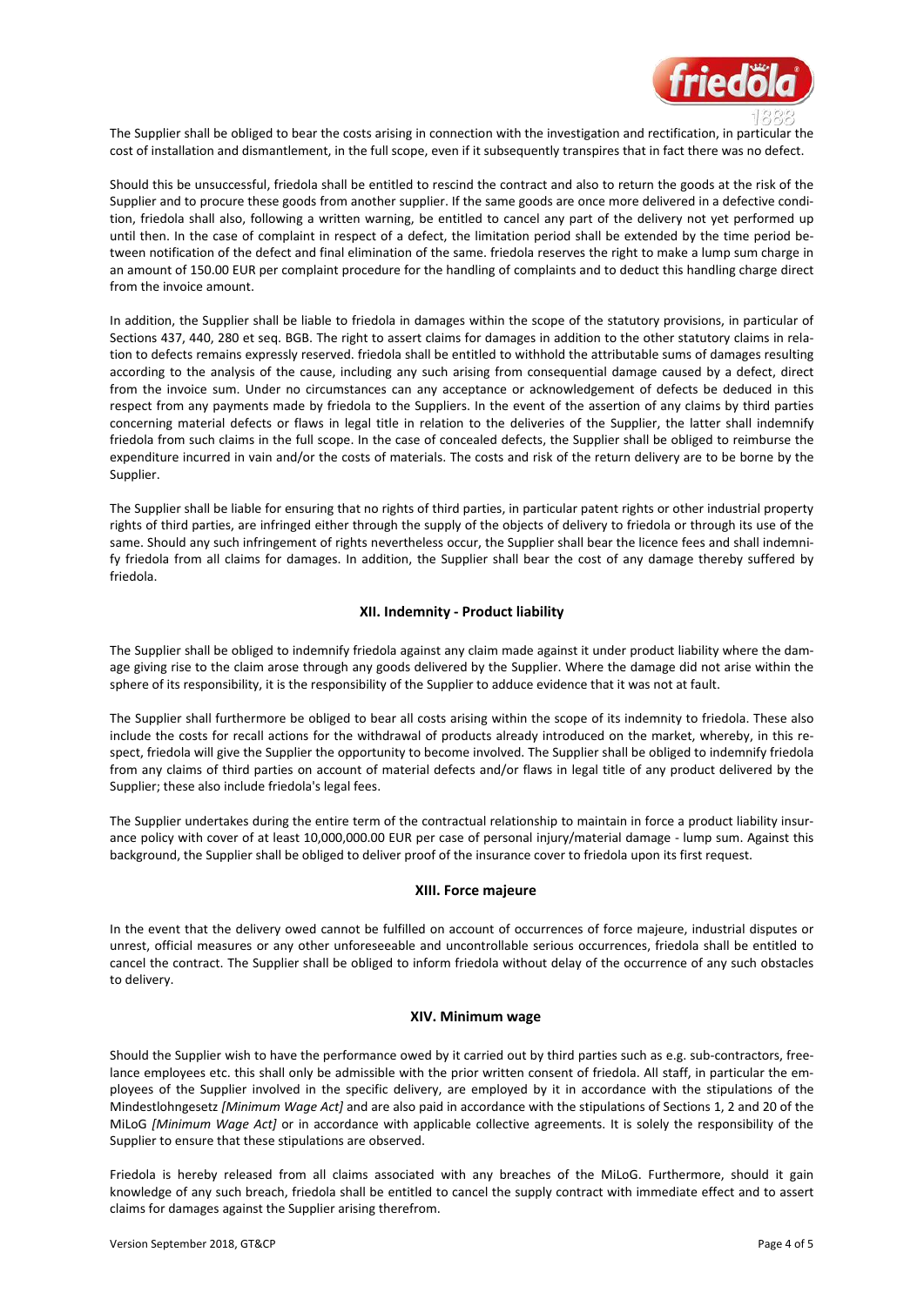The Supplier shall be obliged to bear the costs arising in connection with the investigation and rectification, in particular the cost of installation and dismantlement, in the full scope, even if it subsequently transpires that in fact there was no defect.

Should this be unsuccessful, friedola shall be entitled to rescind the contract and also to return the goods at the risk of the Supplier and to procure these goods from another supplier. If the same goods are once more delivered in a defective condition, friedola shall also, following a written warning, be entitled to cancel any part of the delivery not yet performed up until then. In the case of complaint in respect of a defect, the limitation period shall be extended by the time period between notification of the defect and final elimination of the same. friedola reserves the right to make a lump sum charge in an amount of 150.00 EUR per complaint procedure for the handling of complaints and to deduct this handling charge direct from the invoice amount.

In addition, the Supplier shall be liable to friedola in damages within the scope of the statutory provisions, in particular of Sections 437, 440, 280 et seq. BGB. The right to assert claims for damages in addition to the other statutory claims in relation to defects remains expressly reserved. friedola shall be entitled to withhold the attributable sums of damages resulting according to the analysis of the cause, including any such arising from consequential damage caused by a defect, direct from the invoice sum. Under no circumstances can any acceptance or acknowledgement of defects be deduced in this respect from any payments made by friedola to the Suppliers. In the event of the assertion of any claims by third parties concerning material defects or flaws in legal title in relation to the deliveries of the Supplier, the latter shall indemnify friedola from such claims in the full scope. In the case of concealed defects, the Supplier shall be obliged to reimburse the expenditure incurred in vain and/or the costs of materials. The costs and risk of the return delivery are to be borne by the Supplier.

The Supplier shall be liable for ensuring that no rights of third parties, in particular patent rights or other industrial property rights of third parties, are infringed either through the supply of the objects of delivery to friedola or through its use of the same. Should any such infringement of rights nevertheless occur, the Supplier shall bear the licence fees and shall indemnify friedola from all claims for damages. In addition, the Supplier shall bear the cost of any damage thereby suffered by friedola.

## XII. Indemnity - Product liability

The Supplier shall be obliged to indemnify friedola against any claim made against it under product liability where the damage giving rise to the claim arose through any goods delivered by the Supplier. Where the damage did not arise within the sphere of its responsibility, it is the responsibility of the Supplier to adduce evidence that it was not at fault.

The Supplier shall furthermore be obliged to bear all costs arising within the scope of its indemnity to friedola. These also include the costs for recall actions for the withdrawal of products already introduced on the market, whereby, in this respect, friedola will give the Supplier the opportunity to become involved. The Supplier shall be obliged to indemnify friedola from any claims of third parties on account of material defects and/or flaws in legal title of any product delivered by the Supplier; these also include friedola's legal fees.

The Supplier undertakes during the entire term of the contractual relationship to maintain in force a product liability insurance policy with cover of at least 10,000,000.00 EUR per case of personal injury/material damage - lump sum. Against this background, the Supplier shall be obliged to deliver proof of the insurance cover to friedola upon its first request.

## XIII. Force majeure

In the event that the delivery owed cannot be fulfilled on account of occurrences of force majeure, industrial disputes or unrest, official measures or any other unforeseeable and uncontrollable serious occurrences, friedola shall be entitled to cancel the contract. The Supplier shall be obliged to inform friedola without delay of the occurrence of any such obstacles to delivery.

## XIV. Minimum wage

Should the Supplier wish to have the performance owed by it carried out by third parties such as e.g. sub-contractors, freelance employees etc. this shall only be admissible with the prior written consent of friedola. All staff, in particular the employees of the Supplier involved in the specific delivery, are employed by it in accordance with the stipulations of the Mindestlohngesetz *[Minimum Wage Act]* and are also paid in accordance with the stipulations of Sections 1, 2 and 20 of the MiLoG *[Minimum Wage Act]* or in accordance with applicable collective agreements. It is solely the responsibility of the Supplier to ensure that these stipulations are observed.

Friedola is hereby released from all claims associated with any breaches of the MiLoG. Furthermore, should it gain knowledge of any such breach, friedola shall be entitled to cancel the supply contract with immediate effect and to assert claims for damages against the Supplier arising therefrom.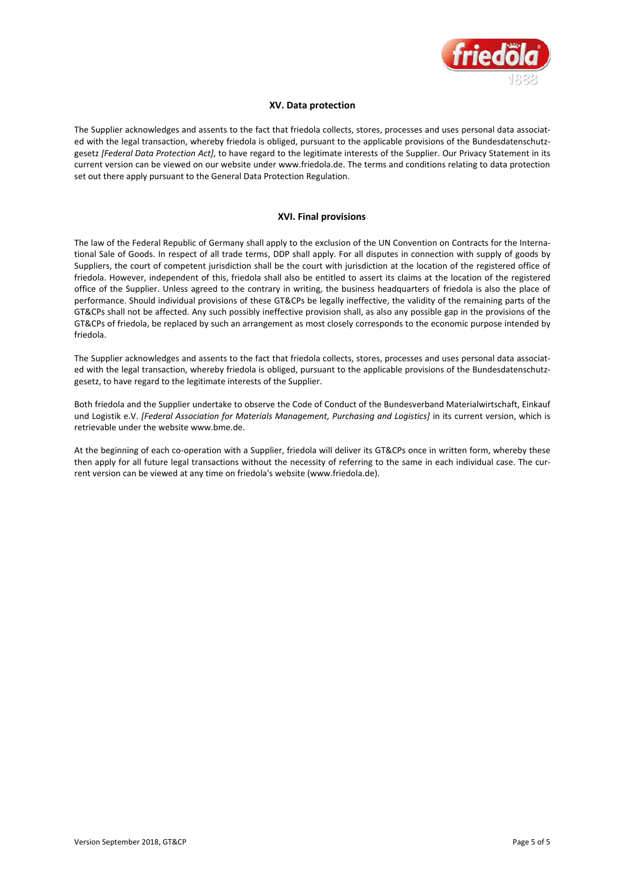## XV. Data protection

The Supplier acknowledges and assents to the fact that friedola collects, stores, processes and uses personal data associated with the legal transaction, whereby friedola is obliged, pursuant to the applicable provisions of the Bundesdatenschutzgesetz *[Federal Data Protection Act]*, to have regard to the legitimate interests of the Supplier. Our Privacy Statement in its current version can be viewed on our website under www.friedola.de. The terms and conditions relating to data protection set out there apply pursuant to the General Data Protection Regulation.

## XVI. Final provisions

The law of the Federal Republic of Germany shall apply to the exclusion of the UN Convention on Contracts for the International Sale of Goods. In respect of all trade terms, DDP shall apply. For all disputes in connection with supply of goods by Suppliers, the court of competent jurisdiction shall be the court with jurisdiction at the location of the registered office of friedola. However, independent of this, friedola shall also be entitled to assert its claims at the location of the registered office of the Supplier. Unless agreed to the contrary in writing, the business headquarters of friedola is also the place of performance. Should individual provisions of these GT&CPs be legally ineffective, the validity of the remaining parts of the GT&CPs shall not be affected. Any such possibly ineffective provision shall, as also any possible gap in the provisions of the GT&CPs of friedola, be replaced by such an arrangement as most closely corresponds to the economic purpose intended by friedola.

The Supplier acknowledges and assents to the fact that friedola collects, stores, processes and uses personal data associated with the legal transaction, whereby friedola is obliged, pursuant to the applicable provisions of the Bundesdatenschutzgesetz, to have regard to the legitimate interests of the Supplier.

Both friedola and the Supplier undertake to observe the Code of Conduct of the Bundesverband Materialwirtschaft, Einkauf und Logistik e.V. *[Federal Association for Materials Management, Purchasing and Logistics]* in its current version, which is retrievable under the website www.bme.de.

At the beginning of each co-operation with a Supplier, friedola will deliver its GT&CPs once in written form, whereby these then apply for all future legal transactions without the necessity of referring to the same in each individual case. The current version can be viewed at any time on friedola's website (www.friedola.de).